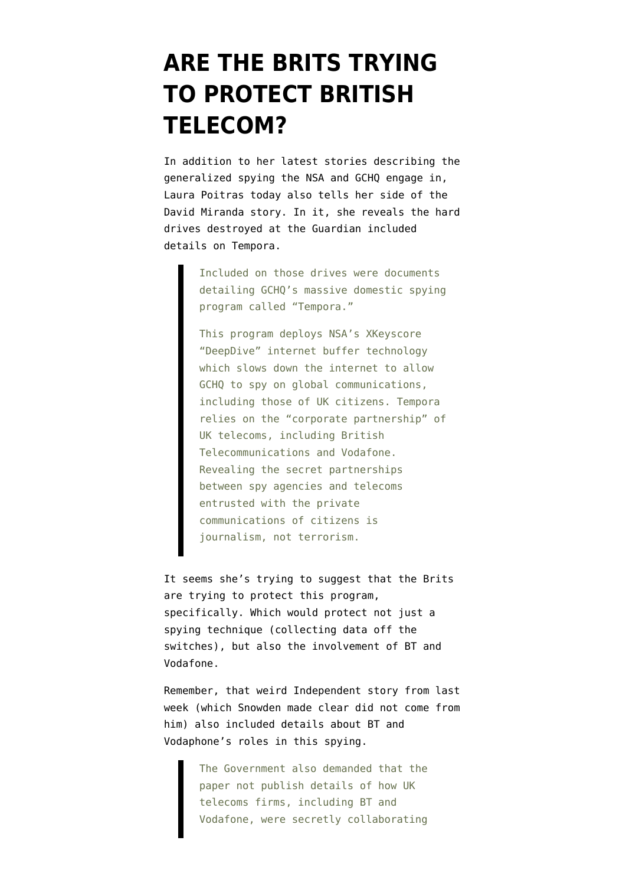# ARE THE BRITS TRYING TO PROTECT BRITISH TELECOM?

In addition to her latest stories describing the generalized spying the NSA and GCHQ engage in, Laura Poitras today also tells her side of the David Miranda story. In it, she reveals the hard drives destroyed at the Guardian included details on Tempora.

> Included on those drives were documents detailing GCHQ's massive domestic spying program called "Tempora."
>
> This program deploys NSA's XKeyscore "DeepDive" internet buffer technology which slows down the internet to allow GCHQ to spy on global communications, including those of UK citizens. Tempora relies on the "corporate partnership" of UK telecoms, including British Telecommunications and Vodafone. Revealing the secret partnerships between spy agencies and telecoms entrusted with the private communications of citizens is journalism, not terrorism.

It seems she's trying to suggest that the Brits are trying to protect this program, specifically. Which would protect not just a spying technique (collecting data off the switches), but also the involvement of BT and Vodafone.

Remember, that weird Independent story from last week (which Snowden made clear did not come from him) also included details about BT and Vodaphone's roles in this spying.

> The Government also demanded that the paper not publish details of how UK telecoms firms, including BT and Vodafone, were secretly collaborating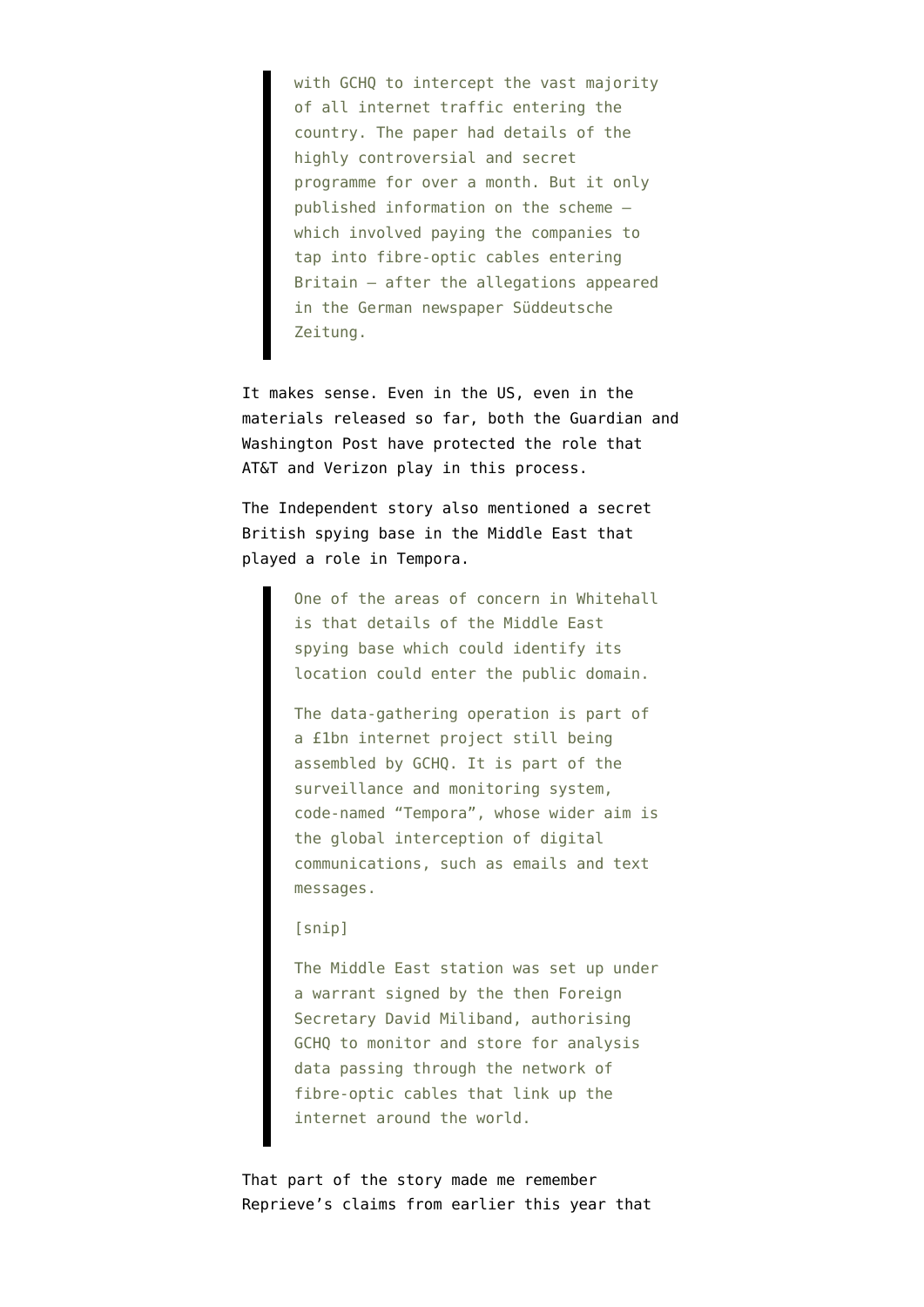> with GCHQ to intercept the vast majority of all internet traffic entering the country. The paper had details of the highly controversial and secret programme for over a month. But it only published information on the scheme – which involved paying the companies to tap into fibre-optic cables entering Britain – after the allegations appeared in the German newspaper Süddeutsche Zeitung.

It makes sense. Even in the US, even in the materials released so far, both the Guardian and Washington Post have protected the role that AT&T and Verizon play in this process.

The Independent story also mentioned a secret British spying base in the Middle East that played a role in Tempora.

> One of the areas of concern in Whitehall is that details of the Middle East spying base which could identify its location could enter the public domain.
>
> The data-gathering operation is part of a £1bn internet project still being assembled by GCHQ. It is part of the surveillance and monitoring system, code-named "Tempora", whose wider aim is the global interception of digital communications, such as emails and text messages.
>
> [snip]
>
> The Middle East station was set up under a warrant signed by the then Foreign Secretary David Miliband, authorising GCHQ to monitor and store for analysis data passing through the network of fibre-optic cables that link up the internet around the world.

That part of the story made me remember Reprieve's claims from earlier this year that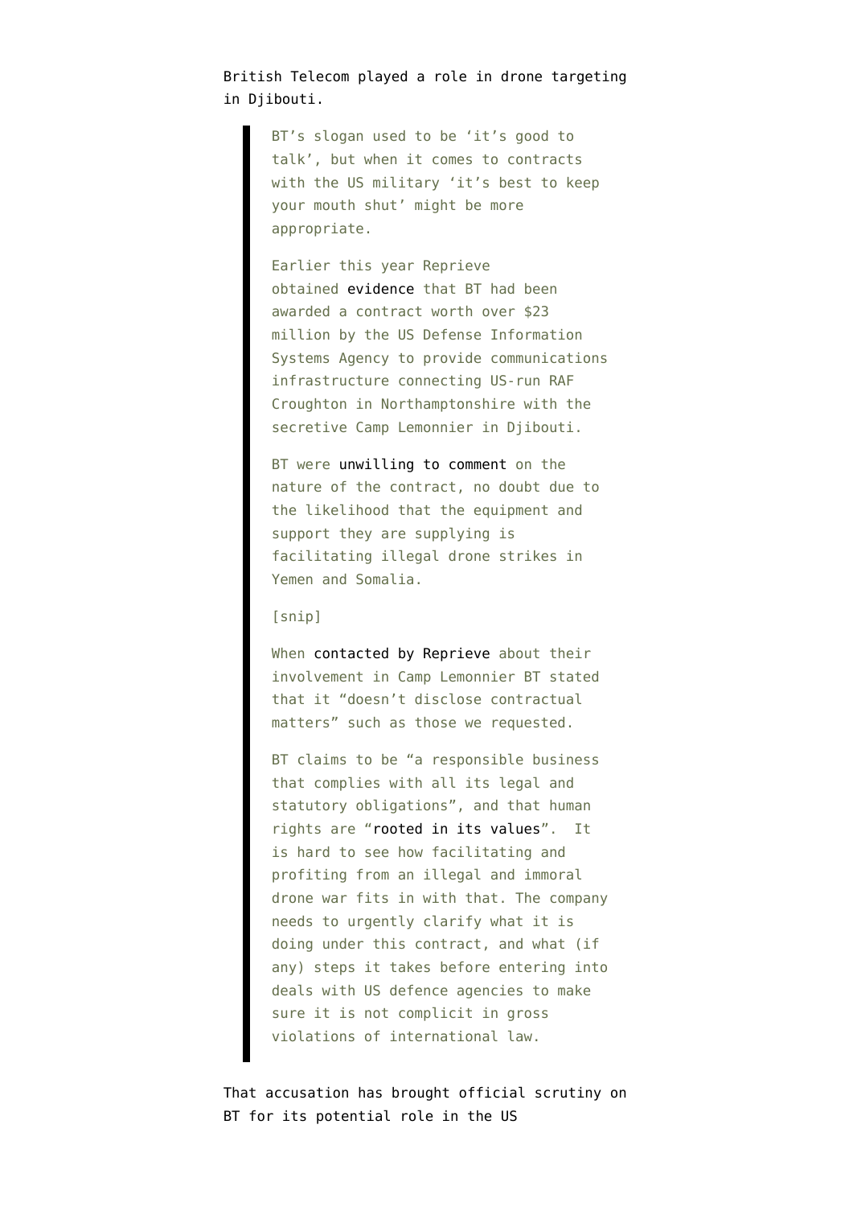British Telecom played a role in drone targeting in Djibouti.

> BT's slogan used to be 'it's good to talk', but when it comes to contracts with the US military 'it's best to keep your mouth shut' might be more appropriate.
>
> Earlier this year Reprieve obtained evidence that BT had been awarded a contract worth over $23 million by the US Defense Information Systems Agency to provide communications infrastructure connecting US-run RAF Croughton in Northamptonshire with the secretive Camp Lemonnier in Djibouti.
>
> BT were unwilling to comment on the nature of the contract, no doubt due to the likelihood that the equipment and support they are supplying is facilitating illegal drone strikes in Yemen and Somalia.
>
> [snip]
>
> When contacted by Reprieve about their involvement in Camp Lemonnier BT stated that it "doesn't disclose contractual matters" such as those we requested.
>
> BT claims to be "a responsible business that complies with all its legal and statutory obligations", and that human rights are "rooted in its values". It is hard to see how facilitating and profiting from an illegal and immoral drone war fits in with that. The company needs to urgently clarify what it is doing under this contract, and what (if any) steps it takes before entering into deals with US defence agencies to make sure it is not complicit in gross violations of international law.

That accusation has brought official scrutiny on BT for its potential role in the US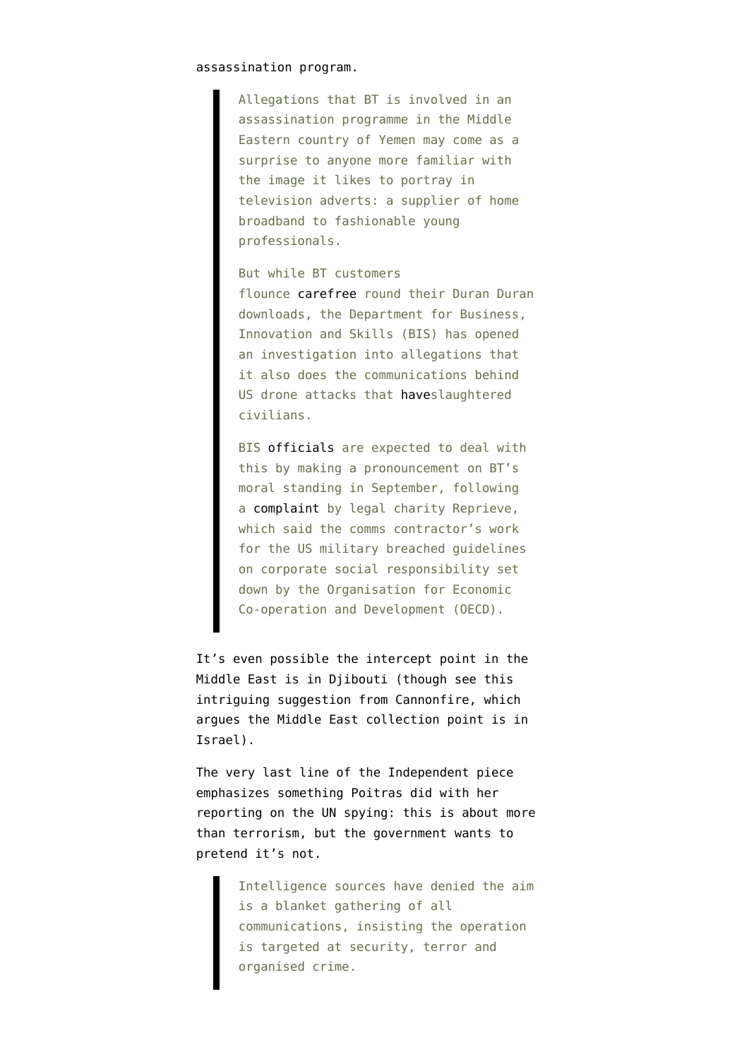assassination program.

> Allegations that BT is involved in an assassination programme in the Middle Eastern country of Yemen may come as a surprise to anyone more familiar with the image it likes to portray in television adverts: a supplier of home broadband to fashionable young professionals.
>
> But while BT customers flounce carefree round their Duran Duran downloads, the Department for Business, Innovation and Skills (BIS) has opened an investigation into allegations that it also does the communications behind US drone attacks that haveslaughtered civilians.
>
> BIS officials are expected to deal with this by making a pronouncement on BT's moral standing in September, following a complaint by legal charity Reprieve, which said the comms contractor's work for the US military breached guidelines on corporate social responsibility set down by the Organisation for Economic Co-operation and Development (OECD).

It's even possible the intercept point in the Middle East is in Djibouti (though see this intriguing suggestion from Cannonfire, which argues the Middle East collection point is in Israel).

The very last line of the Independent piece emphasizes something Poitras did with her reporting on the UN spying: this is about more than terrorism, but the government wants to pretend it's not.

> Intelligence sources have denied the aim is a blanket gathering of all communications, insisting the operation is targeted at security, terror and organised crime.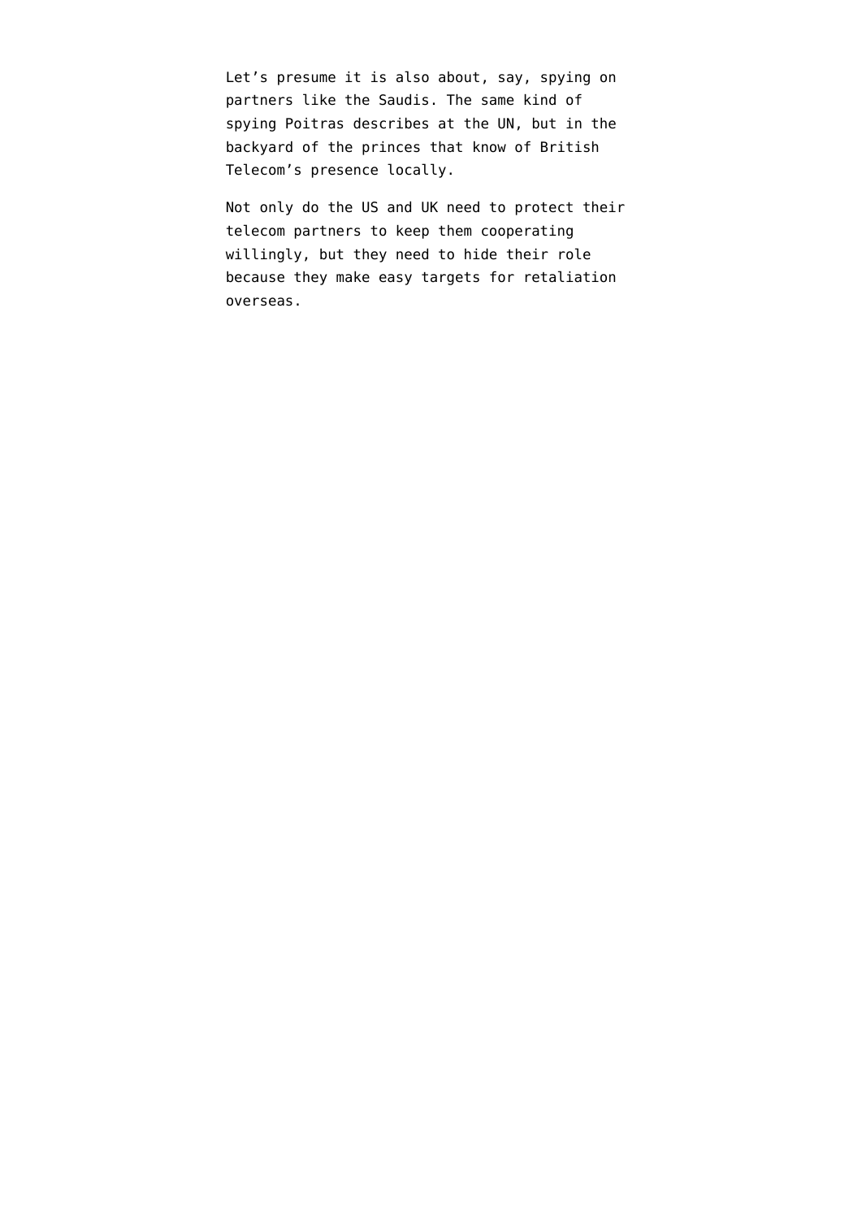Let's presume it is also about, say, spying on partners like the Saudis. The same kind of spying Poitras describes at the UN, but in the backyard of the princes that know of British Telecom's presence locally.

Not only do the US and UK need to protect their telecom partners to keep them cooperating willingly, but they need to hide their role because they make easy targets for retaliation overseas.